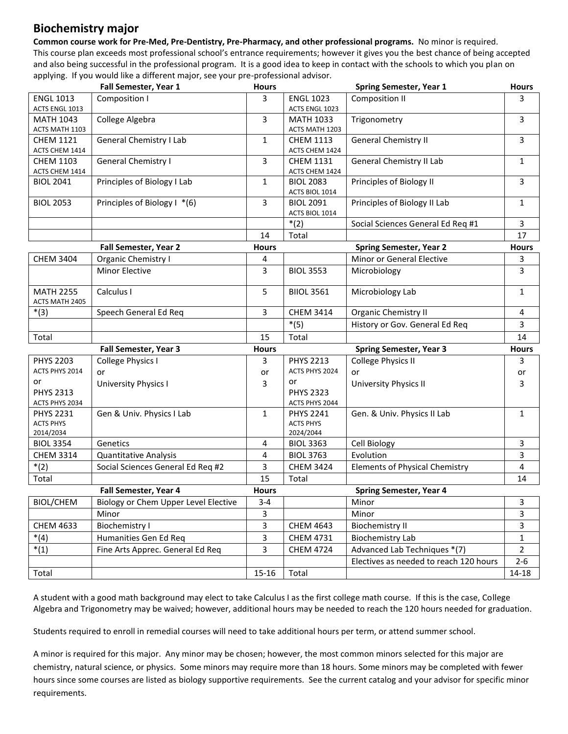## Biochemistry major

**Common course work for Pre-Med, Pre-Dentistry, Pre-Pharmacy, and other professional programs.** No minor is required. This course plan exceeds most professional school's entrance requirements; however it gives you the best chance of being accepted and also being successful in the professional program. It is a good idea to keep in contact with the schools to which you plan on applying. If you would like a different major, see your pre-professional advisor.

| | Fall Semester, Year 1 | Hours | | Spring Semester, Year 1 | Hours |
|---|---|---|---|---|---|
| ENGL 1013 ACTS ENGL 1013 | Composition I | 3 | ENGL 1023 ACTS ENGL 1023 | Composition II | 3 |
| MATH 1043 ACTS MATH 1103 | College Algebra | 3 | MATH 1033 ACTS MATH 1203 | Trigonometry | 3 |
| CHEM 1121 ACTS CHEM 1414 | General Chemistry I Lab | 1 | CHEM 1113 ACTS CHEM 1424 | General Chemistry II | 3 |
| CHEM 1103 ACTS CHEM 1414 | General Chemistry I | 3 | CHEM 1131 ACTS CHEM 1424 | General Chemistry II Lab | 1 |
| BIOL 2041 | Principles of Biology I Lab | 1 | BIOL 2083 ACTS BIOL 1014 | Principles of Biology II | 3 |
| BIOL 2053 | Principles of Biology I *(6) | 3 | BIOL 2091 ACTS BIOL 1014 | Principles of Biology II Lab | 1 |
| | | | *(2) | Social Sciences General Ed Req #1 | 3 |
| | | 14 | Total | | 17 |
| | **Fall Semester, Year 2** | **Hours** | | **Spring Semester, Year 2** | **Hours** |
| CHEM 3404 | Organic Chemistry I | 4 | | Minor or General Elective | 3 |
| | Minor Elective | 3 | BIOL 3553 | Microbiology | 3 |
| MATH 2255 ACTS MATH 2405 | Calculus I | 5 | BIIOL 3561 | Microbiology Lab | 1 |
| *(3) | Speech General Ed Req | 3 | CHEM 3414 | Organic Chemistry II | 4 |
| | | | *(5) | History or Gov. General Ed Req | 3 |
| Total | | 15 | Total | | 14 |
| | **Fall Semester, Year 3** | **Hours** | | **Spring Semester, Year 3** | **Hours** |
| PHYS 2203 ACTS PHYS 2014 or PHYS 2313 ACTS PHYS 2034 | College Physics I or University Physics I | 3 or 3 | PHYS 2213 ACTS PHYS 2024 or PHYS 2323 ACTS PHYS 2044 | College Physics II or University Physics II | 3 or 3 |
| PHYS 2231 ACTS PHYS 2014/2034 | Gen & Univ. Physics I Lab | 1 | PHYS 2241 ACTS PHYS 2024/2044 | Gen. & Univ. Physics II Lab | 1 |
| BIOL 3354 | Genetics | 4 | BIOL 3363 | Cell Biology | 3 |
| CHEM 3314 | Quantitative Analysis | 4 | BIOL 3763 | Evolution | 3 |
| *(2) | Social Sciences General Ed Req #2 | 3 | CHEM 3424 | Elements of Physical Chemistry | 4 |
| Total | | 15 | Total | | 14 |
| | **Fall Semester, Year 4** | **Hours** | | **Spring Semester, Year 4** | |
| BIOL/CHEM | Biology or Chem Upper Level Elective | 3-4 | | Minor | 3 |
| | Minor | 3 | | Minor | 3 |
| CHEM 4633 | Biochemistry I | 3 | CHEM 4643 | Biochemistry II | 3 |
| *(4) | Humanities Gen Ed Req | 3 | CHEM 4731 | Biochemistry Lab | 1 |
| *(1) | Fine Arts Apprec. General Ed Req | 3 | CHEM 4724 | Advanced Lab Techniques *(7) | 2 |
| | | | | Electives as needed to reach 120 hours | 2-6 |
| Total | | 15-16 | Total | | 14-18 |

A student with a good math background may elect to take Calculus I as the first college math course. If this is the case, College Algebra and Trigonometry may be waived; however, additional hours may be needed to reach the 120 hours needed for graduation.

Students required to enroll in remedial courses will need to take additional hours per term, or attend summer school.

A minor is required for this major. Any minor may be chosen; however, the most common minors selected for this major are chemistry, natural science, or physics. Some minors may require more than 18 hours. Some minors may be completed with fewer hours since some courses are listed as biology supportive requirements. See the current catalog and your advisor for specific minor requirements.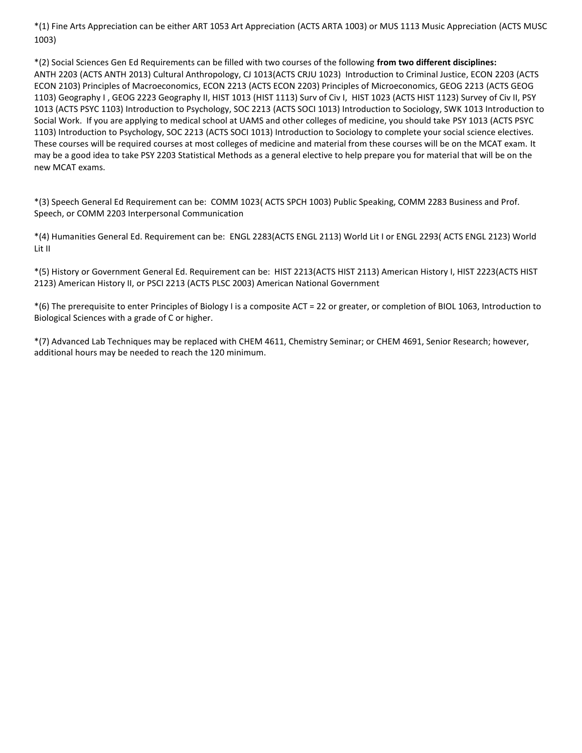*(1) Fine Arts Appreciation can be either ART 1053 Art Appreciation (ACTS ARTA 1003) or MUS 1113 Music Appreciation (ACTS MUSC 1003)

*(2) Social Sciences Gen Ed Requirements can be filled with two courses of the following **from two different disciplines:** ANTH 2203 (ACTS ANTH 2013) Cultural Anthropology, CJ 1013(ACTS CRJU 1023) Introduction to Criminal Justice, ECON 2203 (ACTS ECON 2103) Principles of Macroeconomics, ECON 2213 (ACTS ECON 2203) Principles of Microeconomics, GEOG 2213 (ACTS GEOG 1103) Geography I , GEOG 2223 Geography II, HIST 1013 (HIST 1113) Surv of Civ I, HIST 1023 (ACTS HIST 1123) Survey of Civ II, PSY 1013 (ACTS PSYC 1103) Introduction to Psychology, SOC 2213 (ACTS SOCI 1013) Introduction to Sociology, SWK 1013 Introduction to Social Work. If you are applying to medical school at UAMS and other colleges of medicine, you should take PSY 1013 (ACTS PSYC 1103) Introduction to Psychology, SOC 2213 (ACTS SOCI 1013) Introduction to Sociology to complete your social science electives. These courses will be required courses at most colleges of medicine and material from these courses will be on the MCAT exam. It may be a good idea to take PSY 2203 Statistical Methods as a general elective to help prepare you for material that will be on the new MCAT exams.

*(3) Speech General Ed Requirement can be: COMM 1023( ACTS SPCH 1003) Public Speaking, COMM 2283 Business and Prof. Speech, or COMM 2203 Interpersonal Communication

*(4) Humanities General Ed. Requirement can be: ENGL 2283(ACTS ENGL 2113) World Lit I or ENGL 2293( ACTS ENGL 2123) World Lit II

*(5) History or Government General Ed. Requirement can be: HIST 2213(ACTS HIST 2113) American History I, HIST 2223(ACTS HIST 2123) American History II, or PSCI 2213 (ACTS PLSC 2003) American National Government

*(6) The prerequisite to enter Principles of Biology I is a composite ACT = 22 or greater, or completion of BIOL 1063, Introduction to Biological Sciences with a grade of C or higher.

*(7) Advanced Lab Techniques may be replaced with CHEM 4611, Chemistry Seminar; or CHEM 4691, Senior Research; however, additional hours may be needed to reach the 120 minimum.